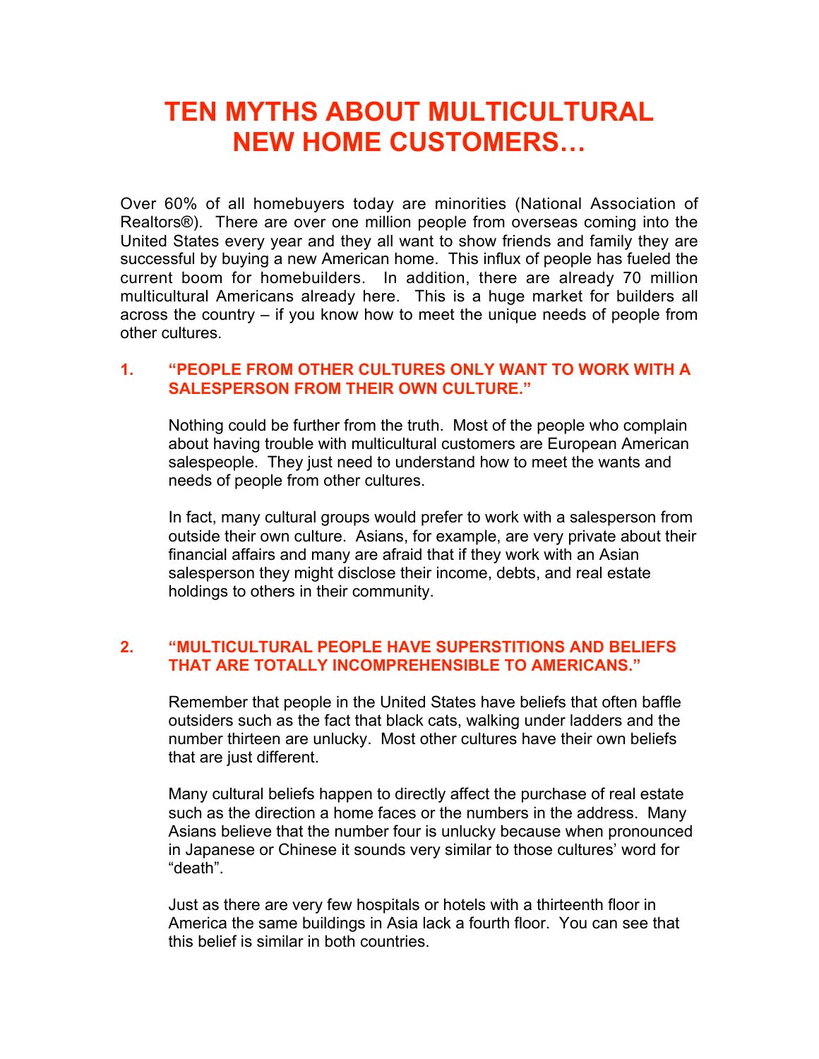# TEN MYTHS ABOUT MULTICULTURAL NEW HOME CUSTOMERS…

Over 60% of all homebuyers today are minorities (National Association of Realtors®). There are over one million people from overseas coming into the United States every year and they all want to show friends and family they are successful by buying a new American home. This influx of people has fueled the current boom for homebuilders. In addition, there are already 70 million multicultural Americans already here. This is a huge market for builders all across the country – if you know how to meet the unique needs of people from other cultures.

### 1. "PEOPLE FROM OTHER CULTURES ONLY WANT TO WORK WITH A SALESPERSON FROM THEIR OWN CULTURE."

Nothing could be further from the truth. Most of the people who complain about having trouble with multicultural customers are European American salespeople. They just need to understand how to meet the wants and needs of people from other cultures.

In fact, many cultural groups would prefer to work with a salesperson from outside their own culture. Asians, for example, are very private about their financial affairs and many are afraid that if they work with an Asian salesperson they might disclose their income, debts, and real estate holdings to others in their community.

### 2. "MULTICULTURAL PEOPLE HAVE SUPERSTITIONS AND BELIEFS THAT ARE TOTALLY INCOMPREHENSIBLE TO AMERICANS."

Remember that people in the United States have beliefs that often baffle outsiders such as the fact that black cats, walking under ladders and the number thirteen are unlucky. Most other cultures have their own beliefs that are just different.

Many cultural beliefs happen to directly affect the purchase of real estate such as the direction a home faces or the numbers in the address. Many Asians believe that the number four is unlucky because when pronounced in Japanese or Chinese it sounds very similar to those cultures' word for "death".

Just as there are very few hospitals or hotels with a thirteenth floor in America the same buildings in Asia lack a fourth floor. You can see that this belief is similar in both countries.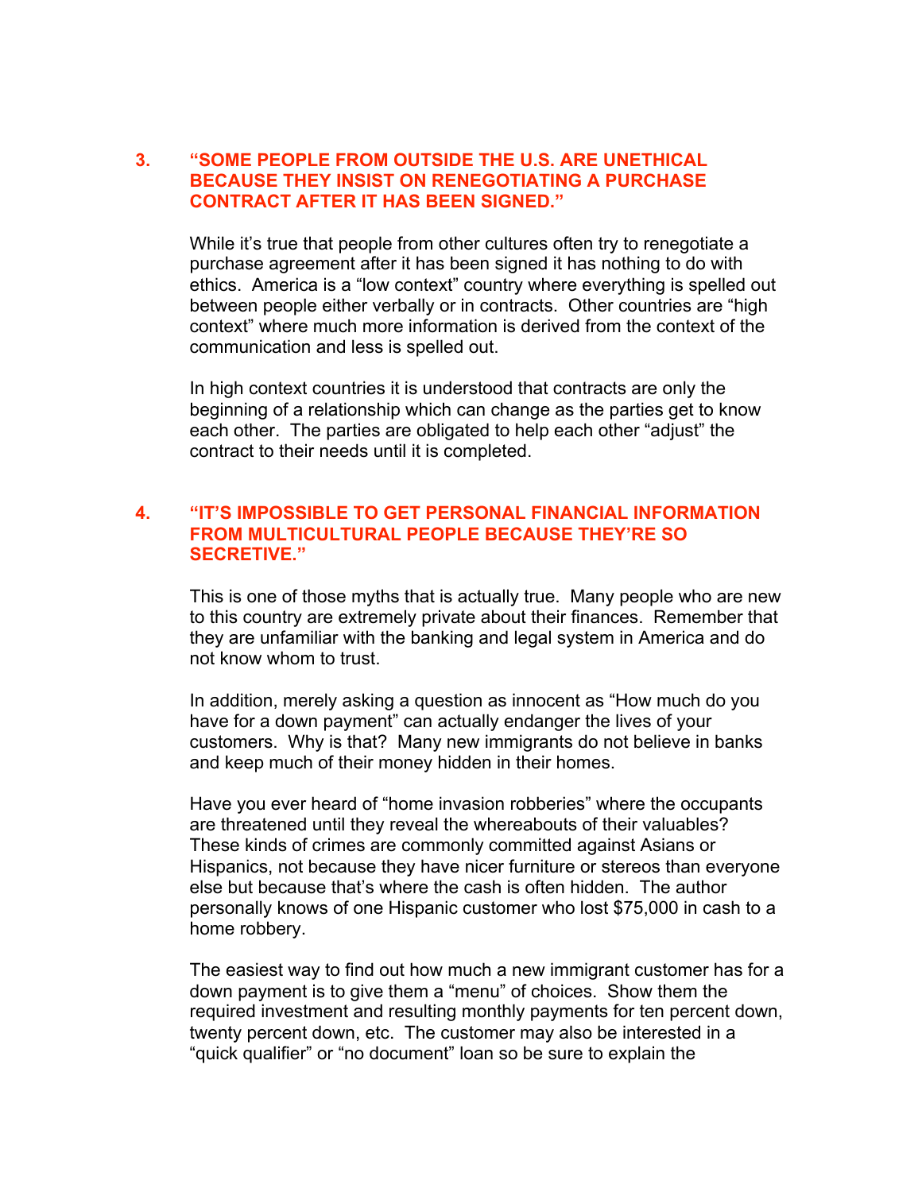### 3. "SOME PEOPLE FROM OUTSIDE THE U.S. ARE UNETHICAL BECAUSE THEY INSIST ON RENEGOTIATING A PURCHASE CONTRACT AFTER IT HAS BEEN SIGNED."

While it's true that people from other cultures often try to renegotiate a purchase agreement after it has been signed it has nothing to do with ethics. America is a "low context" country where everything is spelled out between people either verbally or in contracts. Other countries are "high context" where much more information is derived from the context of the communication and less is spelled out.

In high context countries it is understood that contracts are only the beginning of a relationship which can change as the parties get to know each other. The parties are obligated to help each other "adjust" the contract to their needs until it is completed.

### 4. "IT'S IMPOSSIBLE TO GET PERSONAL FINANCIAL INFORMATION FROM MULTICULTURAL PEOPLE BECAUSE THEY'RE SO SECRETIVE."

This is one of those myths that is actually true. Many people who are new to this country are extremely private about their finances. Remember that they are unfamiliar with the banking and legal system in America and do not know whom to trust.

In addition, merely asking a question as innocent as "How much do you have for a down payment" can actually endanger the lives of your customers. Why is that? Many new immigrants do not believe in banks and keep much of their money hidden in their homes.

Have you ever heard of "home invasion robberies" where the occupants are threatened until they reveal the whereabouts of their valuables? These kinds of crimes are commonly committed against Asians or Hispanics, not because they have nicer furniture or stereos than everyone else but because that's where the cash is often hidden. The author personally knows of one Hispanic customer who lost $75,000 in cash to a home robbery.

The easiest way to find out how much a new immigrant customer has for a down payment is to give them a "menu" of choices. Show them the required investment and resulting monthly payments for ten percent down, twenty percent down, etc. The customer may also be interested in a "quick qualifier" or "no document" loan so be sure to explain the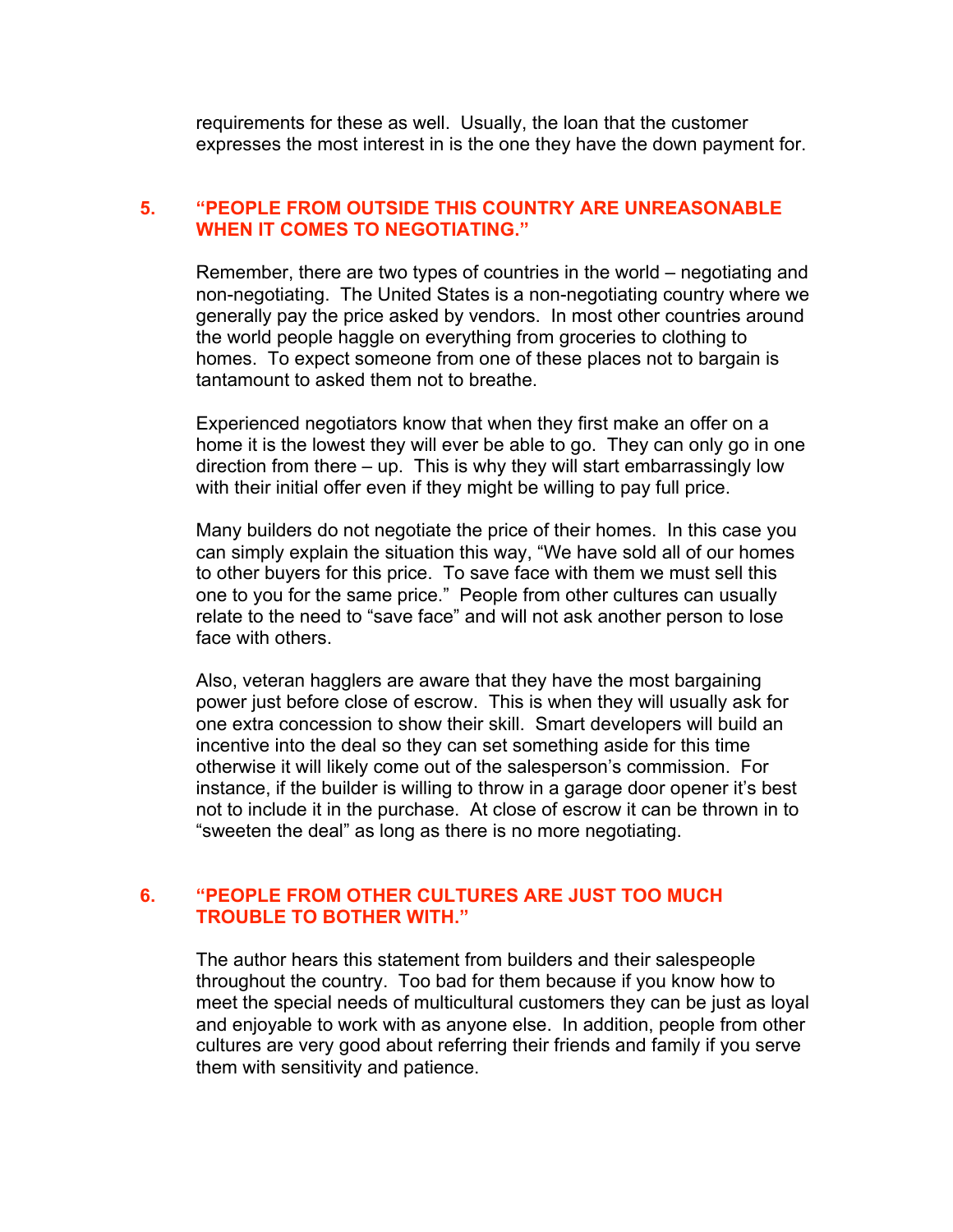requirements for these as well. Usually, the loan that the customer expresses the most interest in is the one they have the down payment for.

## 5. "PEOPLE FROM OUTSIDE THIS COUNTRY ARE UNREASONABLE WHEN IT COMES TO NEGOTIATING."

Remember, there are two types of countries in the world – negotiating and non-negotiating. The United States is a non-negotiating country where we generally pay the price asked by vendors. In most other countries around the world people haggle on everything from groceries to clothing to homes. To expect someone from one of these places not to bargain is tantamount to asked them not to breathe.

Experienced negotiators know that when they first make an offer on a home it is the lowest they will ever be able to go. They can only go in one direction from there – up. This is why they will start embarrassingly low with their initial offer even if they might be willing to pay full price.

Many builders do not negotiate the price of their homes. In this case you can simply explain the situation this way, "We have sold all of our homes to other buyers for this price. To save face with them we must sell this one to you for the same price." People from other cultures can usually relate to the need to "save face" and will not ask another person to lose face with others.

Also, veteran hagglers are aware that they have the most bargaining power just before close of escrow. This is when they will usually ask for one extra concession to show their skill. Smart developers will build an incentive into the deal so they can set something aside for this time otherwise it will likely come out of the salesperson's commission. For instance, if the builder is willing to throw in a garage door opener it's best not to include it in the purchase. At close of escrow it can be thrown in to "sweeten the deal" as long as there is no more negotiating.

## 6. "PEOPLE FROM OTHER CULTURES ARE JUST TOO MUCH TROUBLE TO BOTHER WITH."

The author hears this statement from builders and their salespeople throughout the country. Too bad for them because if you know how to meet the special needs of multicultural customers they can be just as loyal and enjoyable to work with as anyone else. In addition, people from other cultures are very good about referring their friends and family if you serve them with sensitivity and patience.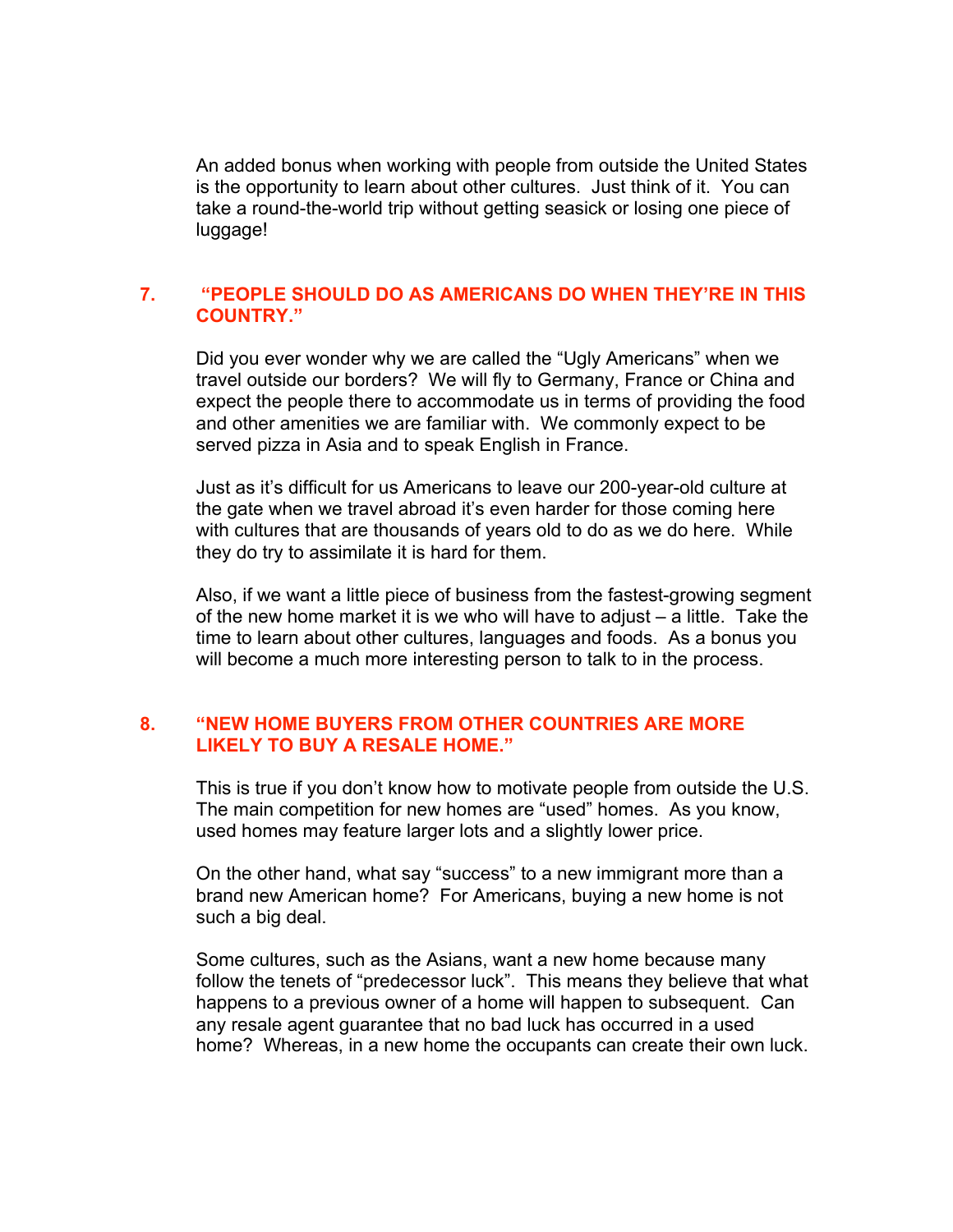An added bonus when working with people from outside the United States is the opportunity to learn about other cultures. Just think of it. You can take a round-the-world trip without getting seasick or losing one piece of luggage!

## 7. "PEOPLE SHOULD DO AS AMERICANS DO WHEN THEY'RE IN THIS COUNTRY."

Did you ever wonder why we are called the "Ugly Americans" when we travel outside our borders? We will fly to Germany, France or China and expect the people there to accommodate us in terms of providing the food and other amenities we are familiar with. We commonly expect to be served pizza in Asia and to speak English in France.

Just as it's difficult for us Americans to leave our 200-year-old culture at the gate when we travel abroad it's even harder for those coming here with cultures that are thousands of years old to do as we do here. While they do try to assimilate it is hard for them.

Also, if we want a little piece of business from the fastest-growing segment of the new home market it is we who will have to adjust – a little. Take the time to learn about other cultures, languages and foods. As a bonus you will become a much more interesting person to talk to in the process.

## 8. "NEW HOME BUYERS FROM OTHER COUNTRIES ARE MORE LIKELY TO BUY A RESALE HOME."

This is true if you don't know how to motivate people from outside the U.S. The main competition for new homes are "used" homes. As you know, used homes may feature larger lots and a slightly lower price.

On the other hand, what say "success" to a new immigrant more than a brand new American home? For Americans, buying a new home is not such a big deal.

Some cultures, such as the Asians, want a new home because many follow the tenets of "predecessor luck". This means they believe that what happens to a previous owner of a home will happen to subsequent. Can any resale agent guarantee that no bad luck has occurred in a used home? Whereas, in a new home the occupants can create their own luck.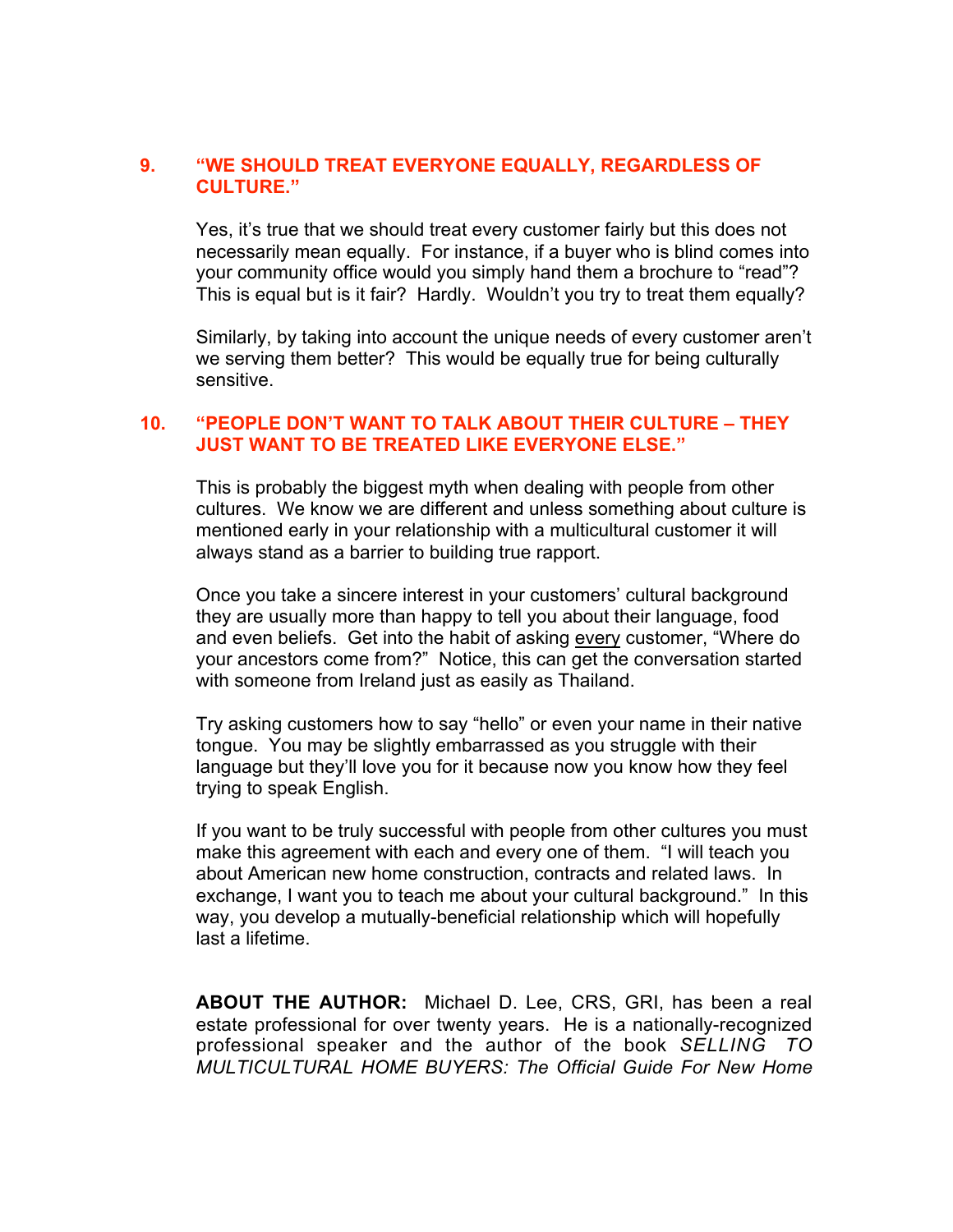### 9. "WE SHOULD TREAT EVERYONE EQUALLY, REGARDLESS OF CULTURE."

Yes, it's true that we should treat every customer fairly but this does not necessarily mean equally. For instance, if a buyer who is blind comes into your community office would you simply hand them a brochure to "read"? This is equal but is it fair? Hardly. Wouldn't you try to treat them equally?

Similarly, by taking into account the unique needs of every customer aren't we serving them better? This would be equally true for being culturally sensitive.

### 10. "PEOPLE DON'T WANT TO TALK ABOUT THEIR CULTURE – THEY JUST WANT TO BE TREATED LIKE EVERYONE ELSE."

This is probably the biggest myth when dealing with people from other cultures. We know we are different and unless something about culture is mentioned early in your relationship with a multicultural customer it will always stand as a barrier to building true rapport.

Once you take a sincere interest in your customers' cultural background they are usually more than happy to tell you about their language, food and even beliefs. Get into the habit of asking <u>every</u> customer, "Where do your ancestors come from?" Notice, this can get the conversation started with someone from Ireland just as easily as Thailand.

Try asking customers how to say "hello" or even your name in their native tongue. You may be slightly embarrassed as you struggle with their language but they'll love you for it because now you know how they feel trying to speak English.

If you want to be truly successful with people from other cultures you must make this agreement with each and every one of them. "I will teach you about American new home construction, contracts and related laws. In exchange, I want you to teach me about your cultural background." In this way, you develop a mutually-beneficial relationship which will hopefully last a lifetime.

**ABOUT THE AUTHOR:** Michael D. Lee, CRS, GRI, has been a real estate professional for over twenty years. He is a nationally-recognized professional speaker and the author of the book *SELLING TO MULTICULTURAL HOME BUYERS: The Official Guide For New Home*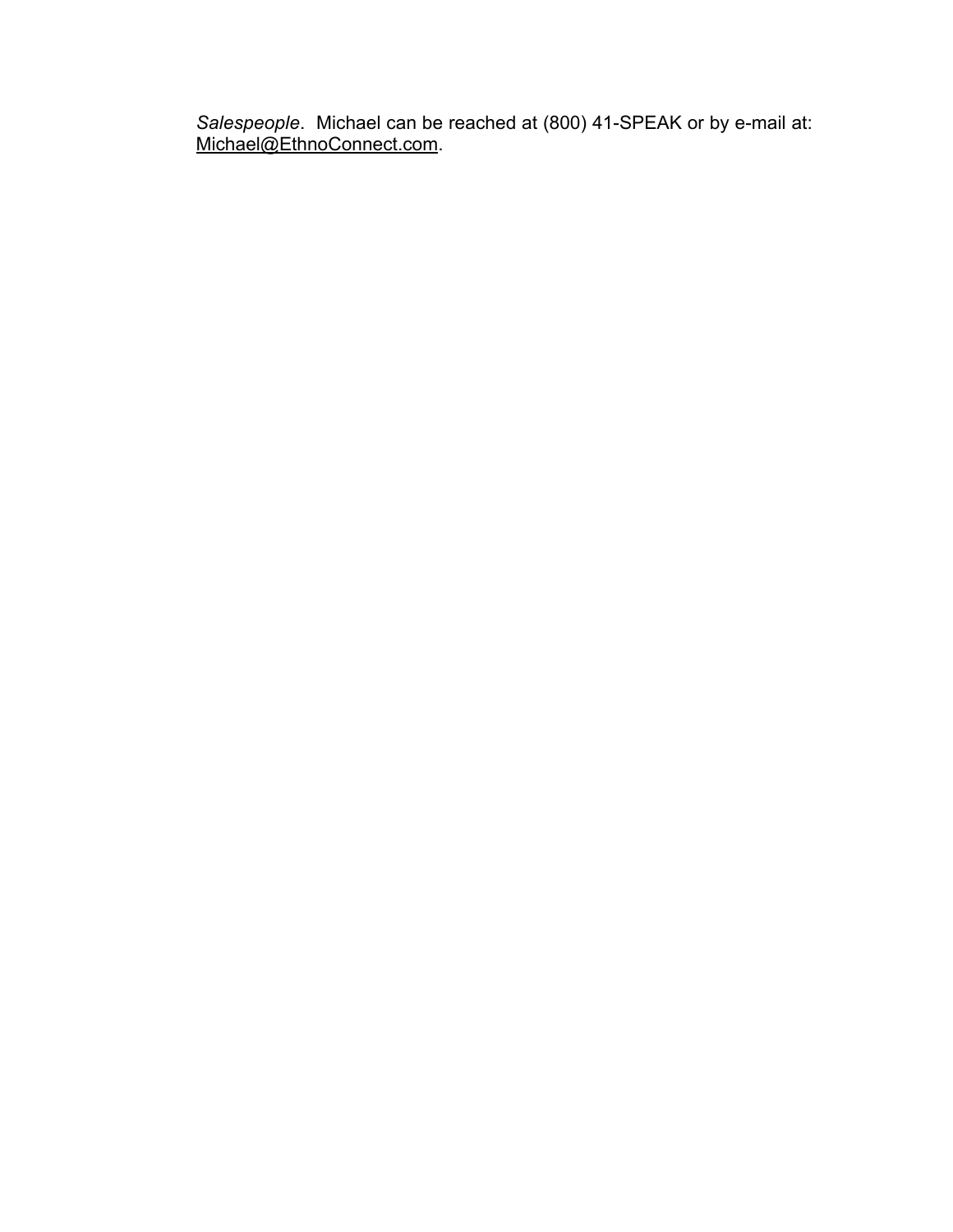*Salespeople*. Michael can be reached at (800) 41-SPEAK or by e-mail at: Michael@EthnoConnect.com.